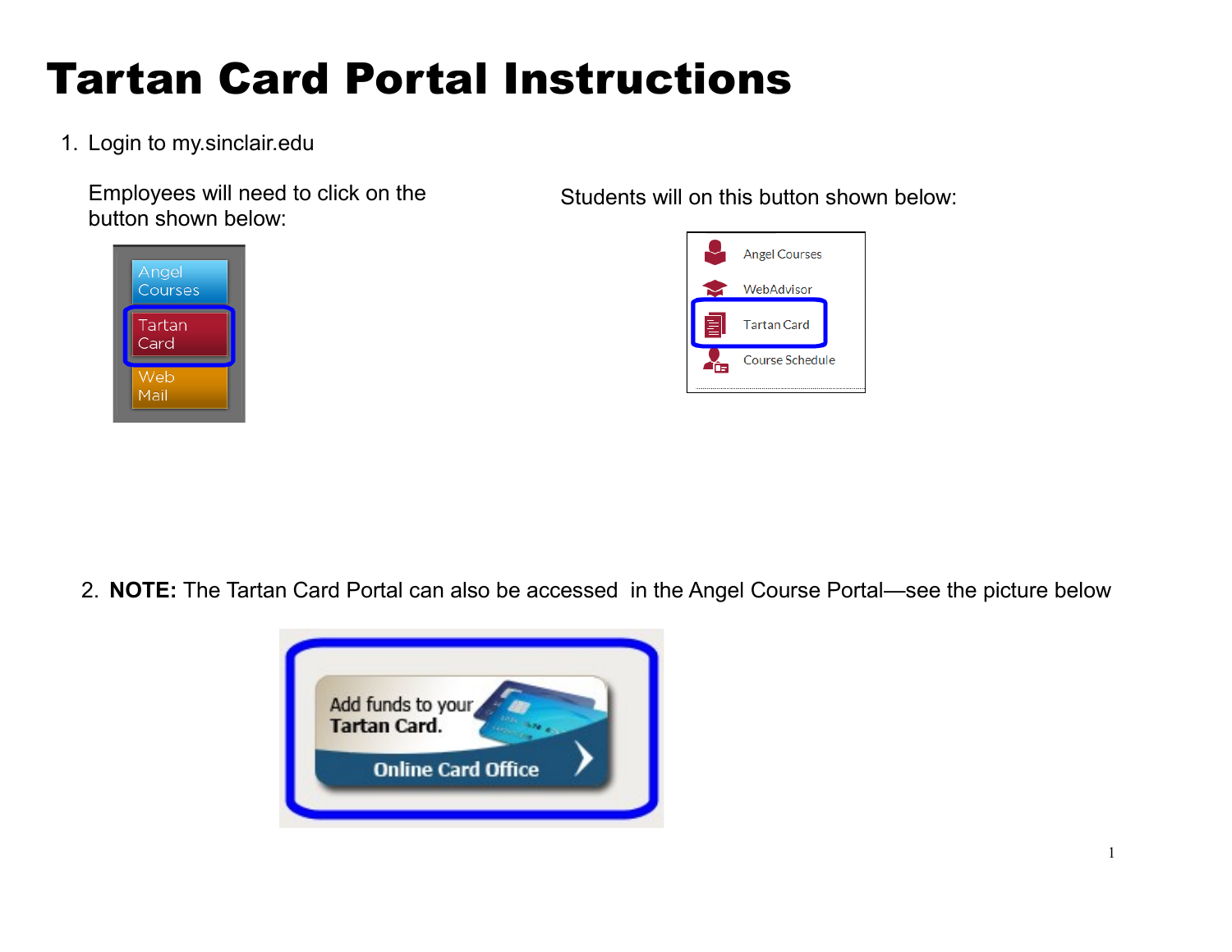# Tartan Card Portal Instructions

1. Login to my.sinclair.edu

   Employees will need to click on the button shown below:

   Students will on this button shown below:

2. **NOTE:** The Tartan Card Portal can also be accessed in the Angel Course Portal—see the picture below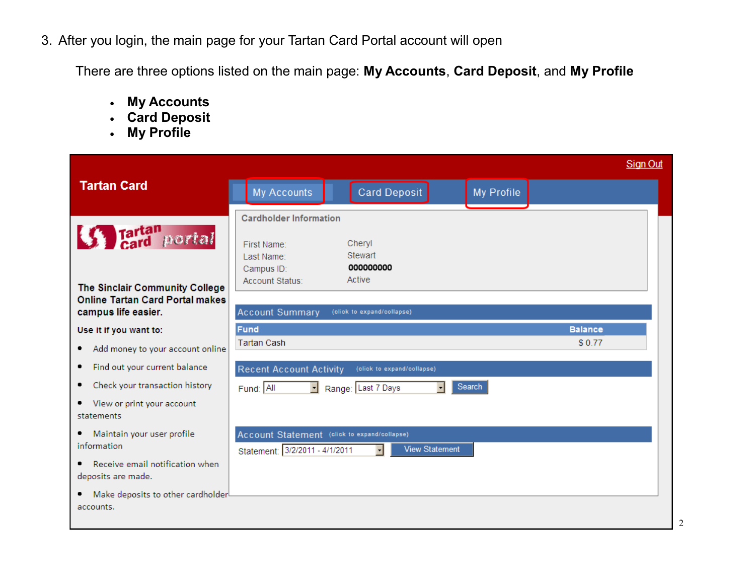3. After you login, the main page for your Tartan Card Portal account will open

   There are three options listed on the main page: **My Accounts**, **Card Deposit**, and **My Profile**

   - **My Accounts**
   - **Card Deposit**
   - **My Profile**

Sign Out

**Tartan Card**

My Accounts | Card Deposit | My Profile

**The Sinclair Community College Online Tartan Card Portal makes campus life easier.**

**Use it if you want to:**

- Add money to your account online
- Find out your current balance
- Check your transaction history
- View or print your account statements
- Maintain your user profile information
- Receive email notification when deposits are made.
- Make deposits to other cardholder accounts.

**Cardholder Information**

First Name: Cheryl
Last Name: Stewart
Campus ID: 000000000
Account Status: Active

Account Summary (click to expand/collapse)

| Fund | Balance |
|---|---|
| Tartan Cash | $ 0.77 |

Recent Account Activity (click to expand/collapse)

Fund: All Range: Last 7 Days Search

Account Statement (click to expand/collapse)

Statement: 3/2/2011 - 4/1/2011 View Statement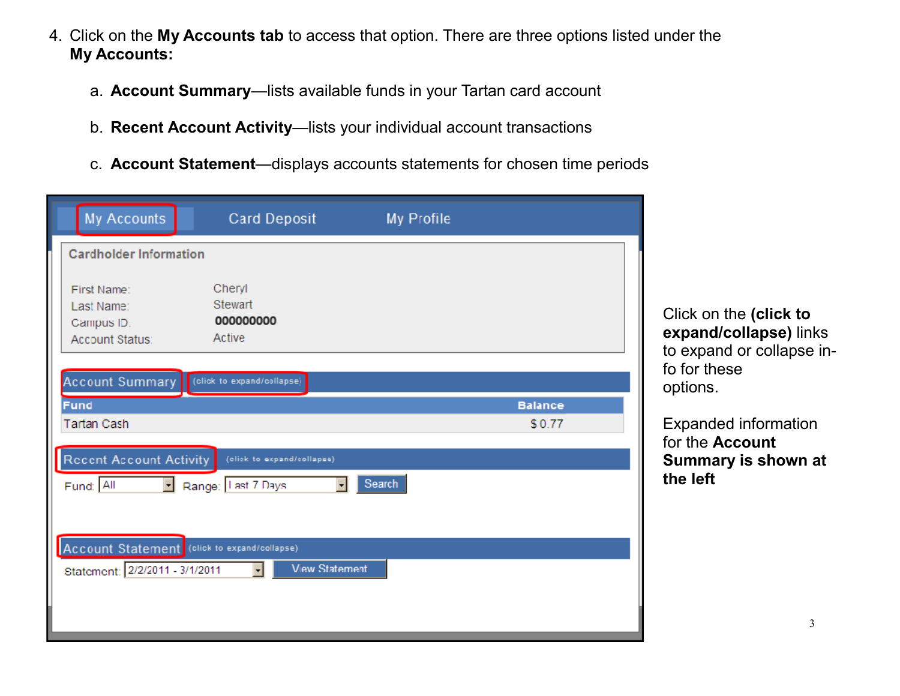4. Click on the **My Accounts tab** to access that option. There are three options listed under the **My Accounts:**

   a. **Account Summary**—lists available funds in your Tartan card account

   b. **Recent Account Activity**—lists your individual account transactions

   c. **Account Statement**—displays accounts statements for chosen time periods

My Accounts Card Deposit My Profile

Cardholder Information

First Name: Cheryl
Last Name: Stewart
Campus ID: 000000000
Account Status: Active

Account Summary (click to expand/collapse)

| Fund | Balance |
| --- | --- |
| Tartan Cash | $ 0.77 |

Recent Account Activity (click to expand/collapse)

Fund: All Range: Last 7 Days Search

Account Statement (click to expand/collapse)

Statement: 2/2/2011 - 3/1/2011 View Statement

Click on the **(click to expand/collapse)** links to expand or collapse info for these options.

Expanded information for the **Account Summary is shown at the left**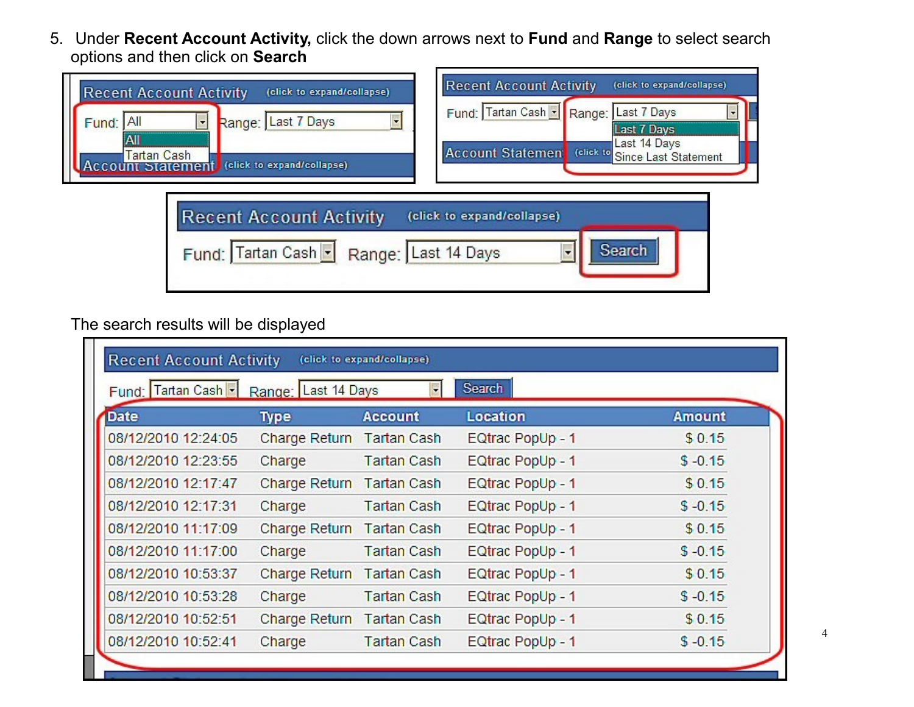5. Under **Recent Account Activity,** click the down arrows next to **Fund** and **Range** to select search options and then click on **Search**

Recent Account Activity (click to expand/collapse)

Fund: All | Range: Last 7 Days

- All
- Tartan Cash

Recent Account Activity (click to expand/collapse)

Fund: Tartan Cash | Range: Last 7 Days

- Last 7 Days
- Last 14 Days
- Since Last Statement

Recent Account Activity (click to expand/collapse)

Fund: Tartan Cash | Range: Last 14 Days | Search

The search results will be displayed

Recent Account Activity (click to expand/collapse)

Fund: Tartan Cash | Range: Last 14 Days | Search

| Date | Type | Account | Location | Amount |
|---|---|---|---|---|
| 08/12/2010 12:24:05 | Charge Return | Tartan Cash | EQtrac PopUp - 1 | $ 0.15 |
| 08/12/2010 12:23:55 | Charge | Tartan Cash | EQtrac PopUp - 1 | $ -0.15 |
| 08/12/2010 12:17:47 | Charge Return | Tartan Cash | EQtrac PopUp - 1 | $ 0.15 |
| 08/12/2010 12:17:31 | Charge | Tartan Cash | EQtrac PopUp - 1 | $ -0.15 |
| 08/12/2010 11:17:09 | Charge Return | Tartan Cash | EQtrac PopUp - 1 | $ 0.15 |
| 08/12/2010 11:17:00 | Charge | Tartan Cash | EQtrac PopUp - 1 | $ -0.15 |
| 08/12/2010 10:53:37 | Charge Return | Tartan Cash | EQtrac PopUp - 1 | $ 0.15 |
| 08/12/2010 10:53:28 | Charge | Tartan Cash | EQtrac PopUp - 1 | $ -0.15 |
| 08/12/2010 10:52:51 | Charge Return | Tartan Cash | EQtrac PopUp - 1 | $ 0.15 |
| 08/12/2010 10:52:41 | Charge | Tartan Cash | EQtrac PopUp - 1 | $ -0.15 |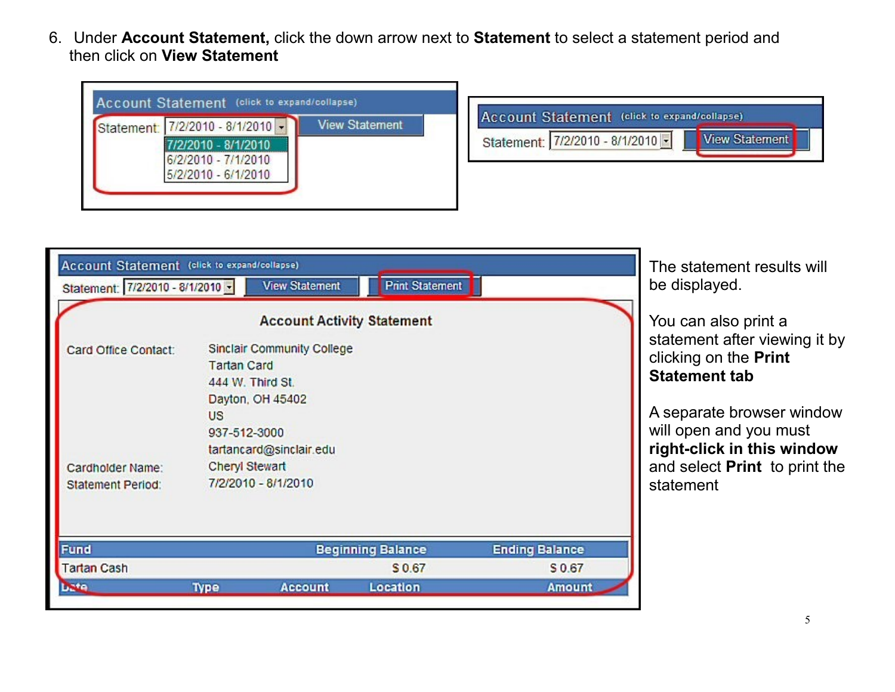6. Under **Account Statement,** click the down arrow next to **Statement** to select a statement period and then click on **View Statement**

The statement results will be displayed.

You can also print a statement after viewing it by clicking on the **Print Statement tab**

A separate browser window will open and you must **right-click in this window** and select **Print** to print the statement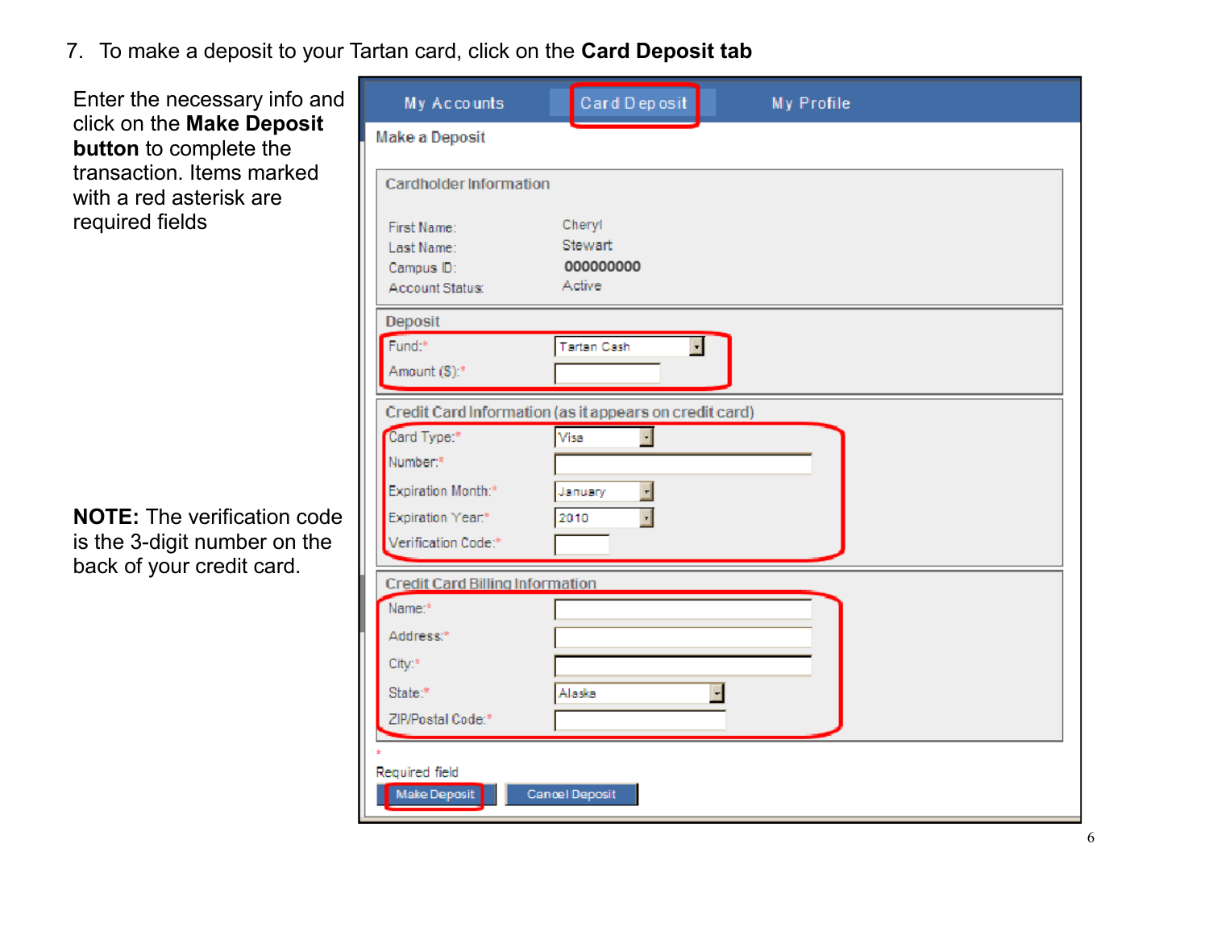7. To make a deposit to your Tartan card, click on the **Card Deposit tab**

Enter the necessary info and click on the **Make Deposit button** to complete the transaction. Items marked with a red asterisk are required fields

**NOTE:** The verification code is the 3-digit number on the back of your credit card.

My Accounts | Card Deposit | My Profile

Make a Deposit

**Cardholder Information**

| | |
|---|---|
| First Name: | Cheryl |
| Last Name: | Stewart |
| Campus ID: | 000000000 |
| Account Status: | Active |

**Deposit**

| | |
|---|---|
| Fund:* | Tartan Cash |
| Amount ($):* | |

**Credit Card Information (as it appears on credit card)**

| | |
|---|---|
| Card Type:* | Visa |
| Number:* | |
| Expiration Month:* | January |
| Expiration Year:* | 2010 |
| Verification Code:* | |

**Credit Card Billing Information**

| | |
|---|---|
| Name:* | |
| Address:* | |
| City:* | |
| State:* | Alaska |
| ZIP/Postal Code:* | |

* Required field

Make Deposit | Cancel Deposit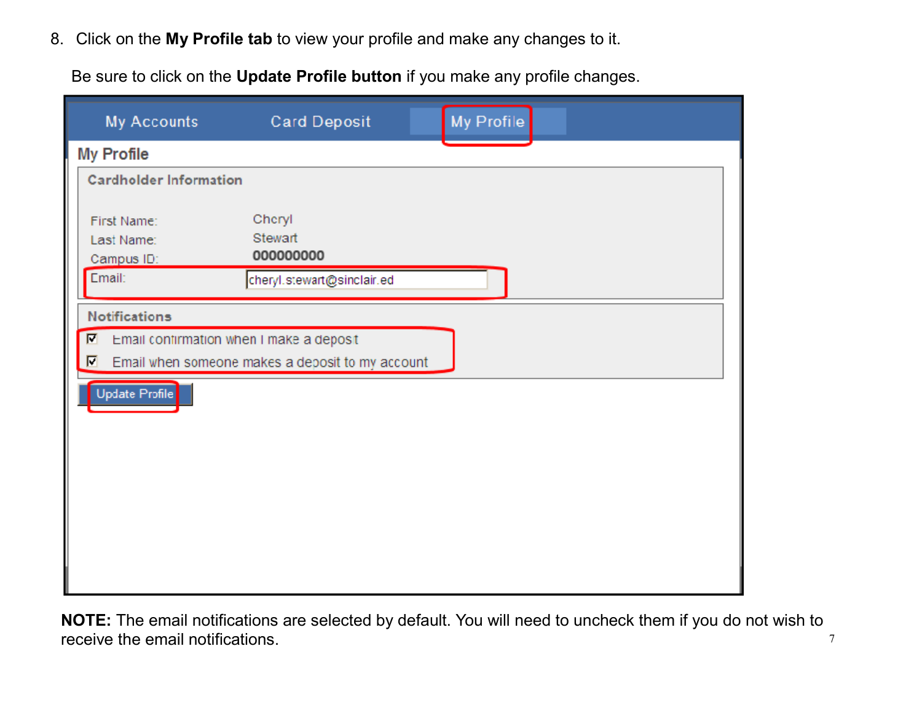8. Click on the **My Profile tab** to view your profile and make any changes to it.

   Be sure to click on the **Update Profile button** if you make any profile changes.

My Accounts | Card Deposit | My Profile

My Profile

Cardholder Information

First Name: Cheryl
Last Name: Stewart
Campus ID: 000000000
Email: cheryl.stewart@sinclair.ed

Notifications

☑ Email confirmation when I make a deposit
☑ Email when someone makes a deposit to my account

Update Profile

**NOTE:** The email notifications are selected by default. You will need to uncheck them if you do not wish to receive the email notifications.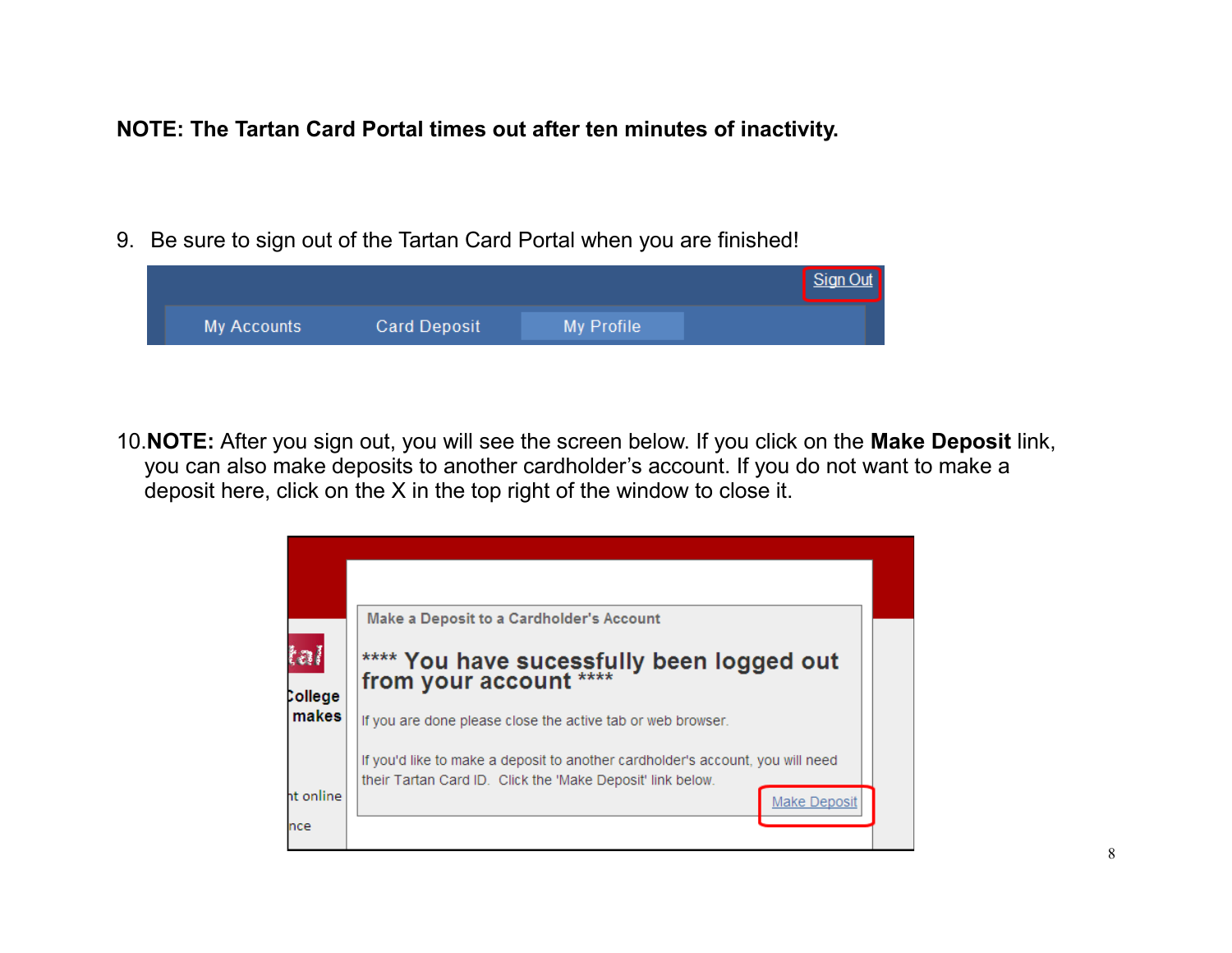**NOTE: The Tartan Card Portal times out after ten minutes of inactivity.**

9. Be sure to sign out of the Tartan Card Portal when you are finished!

Sign Out

My Accounts Card Deposit My Profile

10. **NOTE:** After you sign out, you will see the screen below. If you click on the **Make Deposit** link, you can also make deposits to another cardholder's account. If you do not want to make a deposit here, click on the X in the top right of the window to close it.

Make a Deposit to a Cardholder's Account

**\*\*\*\* You have sucessfully been logged out from your account \*\*\*\***

If you are done please close the active tab or web browser.

If you'd like to make a deposit to another cardholder's account, you will need their Tartan Card ID. Click the 'Make Deposit' link below.

Make Deposit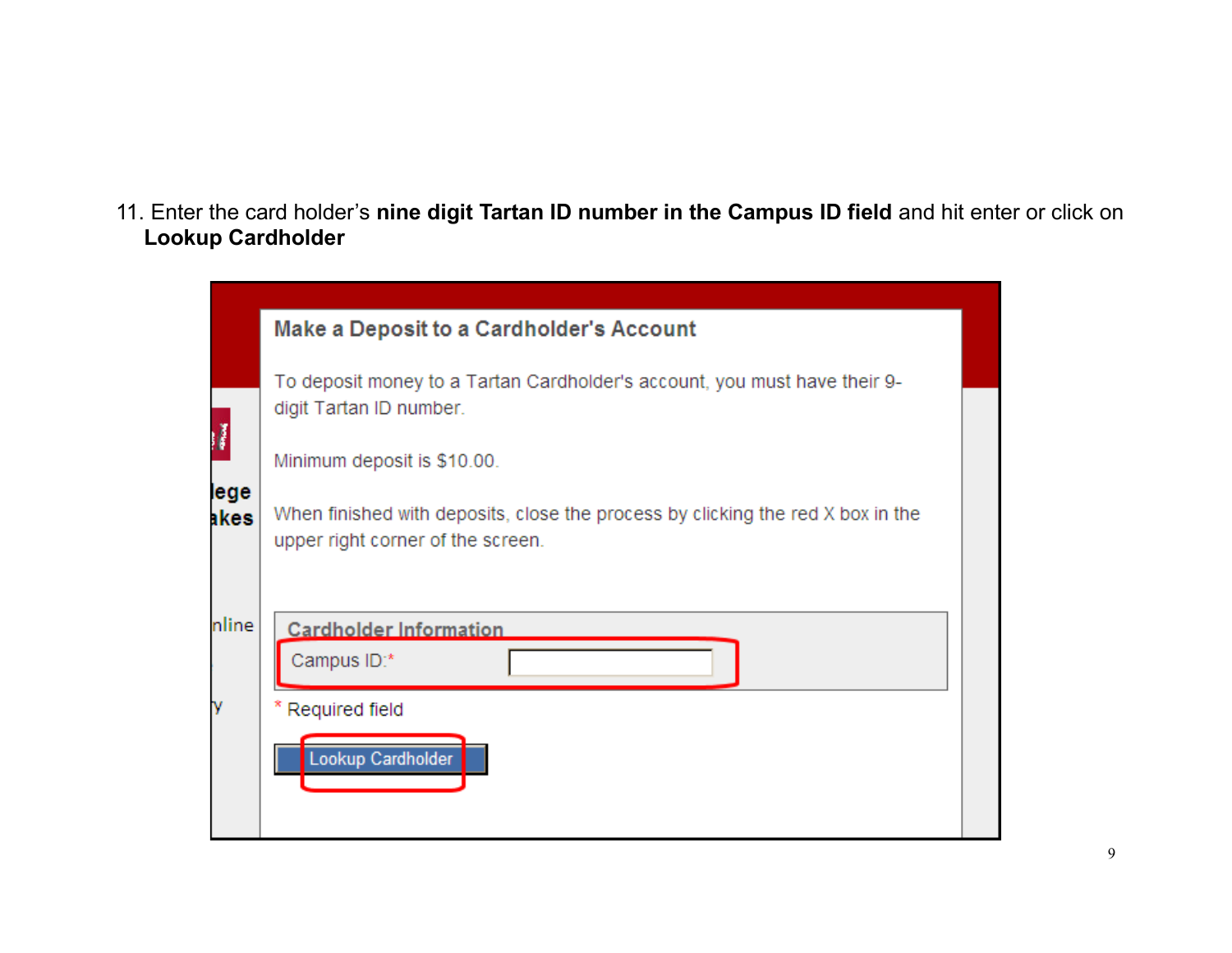11. Enter the card holder's **nine digit Tartan ID number in the Campus ID field** and hit enter or click on **Lookup Cardholder**

Make a Deposit to a Cardholder's Account

To deposit money to a Tartan Cardholder's account, you must have their 9-digit Tartan ID number.

Minimum deposit is $10.00.

When finished with deposits, close the process by clicking the red X box in the upper right corner of the screen.

Cardholder Information

Campus ID:*

* Required field

Lookup Cardholder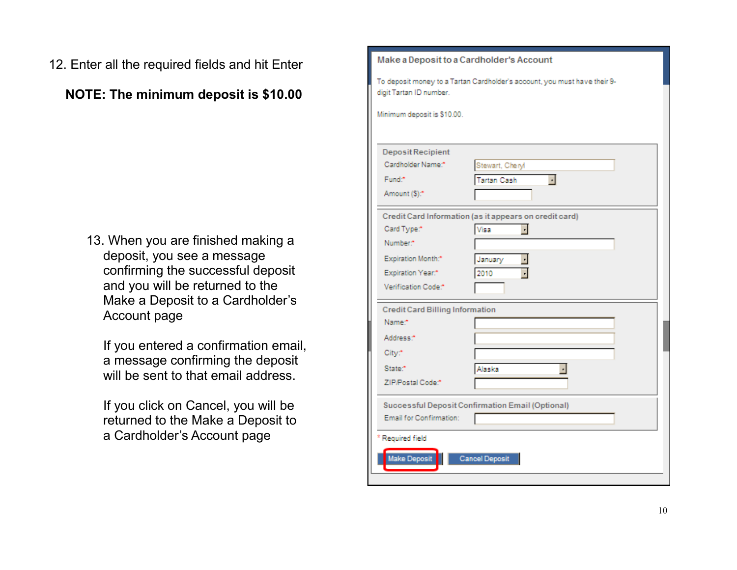12. Enter all the required fields and hit Enter

**NOTE: The minimum deposit is $10.00**

13. When you are finished making a deposit, you see a message confirming the successful deposit and you will be returned to the Make a Deposit to a Cardholder's Account page

    If you entered a confirmation email, a message confirming the deposit will be sent to that email address.

    If you click on Cancel, you will be returned to the Make a Deposit to a Cardholder's Account page

**Make a Deposit to a Cardholder's Account**

To deposit money to a Tartan Cardholder's account, you must have their 9-digit Tartan ID number.

Minimum deposit is $10.00.

**Deposit Recipient**

| | |
|---|---|
| Cardholder Name:* | Stewart, Cheryl |
| Fund:* | Tartan Cash |
| Amount ($):* | |

**Credit Card Information (as it appears on credit card)**

| | |
|---|---|
| Card Type:* | Visa |
| Number:* | |
| Expiration Month:* | January |
| Expiration Year:* | 2010 |
| Verification Code:* | |

**Credit Card Billing Information**

| | |
|---|---|
| Name:* | |
| Address:* | |
| City:* | |
| State:* | Alaska |
| ZIP/Postal Code:* | |

**Successful Deposit Confirmation Email (Optional)**

| | |
|---|---|
| Email for Confirmation: | |

\* Required field

Make Deposit | Cancel Deposit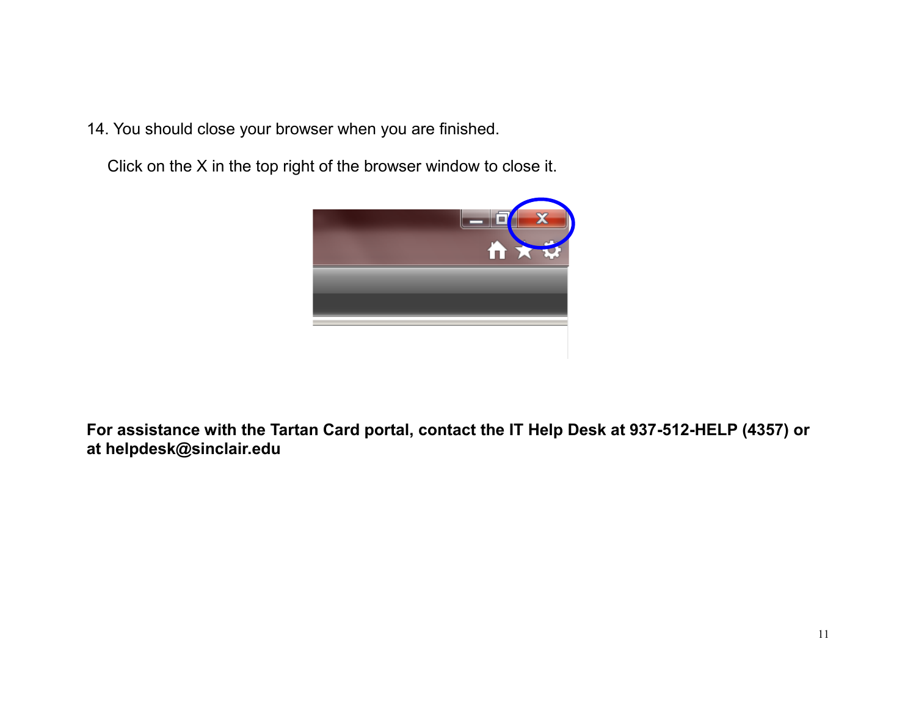14. You should close your browser when you are finished.

Click on the X in the top right of the browser window to close it.

**For assistance with the Tartan Card portal, contact the IT Help Desk at 937-512-HELP (4357) or at helpdesk@sinclair.edu**